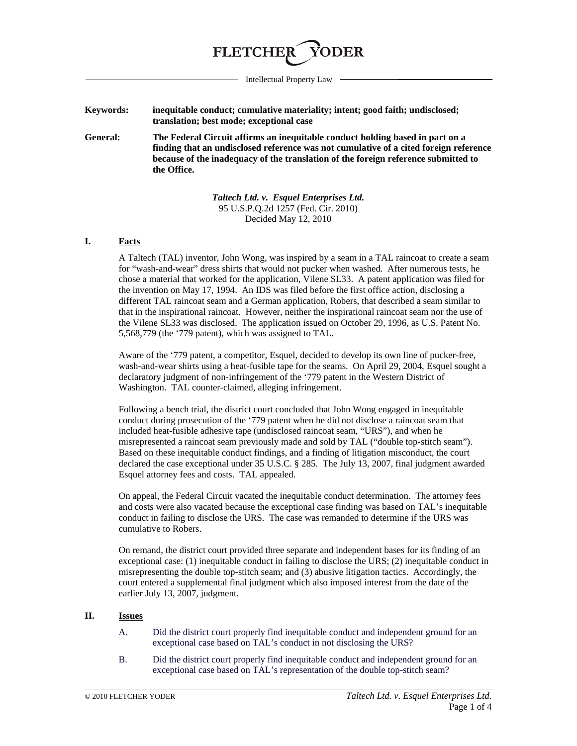FLETCHER YODER

Intellectual Property Law

**Keywords:** **inequitable conduct; cumulative materiality; intent; good faith; undisclosed; translation; best mode; exceptional case**

**General:** **The Federal Circuit affirms an inequitable conduct holding based in part on a finding that an undisclosed reference was not cumulative of a cited foreign reference because of the inadequacy of the translation of the foreign reference submitted to the Office.**

*Taltech Ltd. v. Esquel Enterprises Ltd.*
95 U.S.P.Q.2d 1257 (Fed. Cir. 2010)
Decided May 12, 2010

## I. Facts

A Taltech (TAL) inventor, John Wong, was inspired by a seam in a TAL raincoat to create a seam for "wash-and-wear" dress shirts that would not pucker when washed. After numerous tests, he chose a material that worked for the application, Vilene SL33. A patent application was filed for the invention on May 17, 1994. An IDS was filed before the first office action, disclosing a different TAL raincoat seam and a German application, Robers, that described a seam similar to that in the inspirational raincoat. However, neither the inspirational raincoat seam nor the use of the Vilene SL33 was disclosed. The application issued on October 29, 1996, as U.S. Patent No. 5,568,779 (the '779 patent), which was assigned to TAL.

Aware of the '779 patent, a competitor, Esquel, decided to develop its own line of pucker-free, wash-and-wear shirts using a heat-fusible tape for the seams. On April 29, 2004, Esquel sought a declaratory judgment of non-infringement of the '779 patent in the Western District of Washington. TAL counter-claimed, alleging infringement.

Following a bench trial, the district court concluded that John Wong engaged in inequitable conduct during prosecution of the '779 patent when he did not disclose a raincoat seam that included heat-fusible adhesive tape (undisclosed raincoat seam, "URS"), and when he misrepresented a raincoat seam previously made and sold by TAL ("double top-stitch seam"). Based on these inequitable conduct findings, and a finding of litigation misconduct, the court declared the case exceptional under 35 U.S.C. § 285. The July 13, 2007, final judgment awarded Esquel attorney fees and costs. TAL appealed.

On appeal, the Federal Circuit vacated the inequitable conduct determination. The attorney fees and costs were also vacated because the exceptional case finding was based on TAL's inequitable conduct in failing to disclose the URS. The case was remanded to determine if the URS was cumulative to Robers.

On remand, the district court provided three separate and independent bases for its finding of an exceptional case: (1) inequitable conduct in failing to disclose the URS; (2) inequitable conduct in misrepresenting the double top-stitch seam; and (3) abusive litigation tactics. Accordingly, the court entered a supplemental final judgment which also imposed interest from the date of the earlier July 13, 2007, judgment.

## II. Issues

A. Did the district court properly find inequitable conduct and independent ground for an exceptional case based on TAL's conduct in not disclosing the URS?

B. Did the district court properly find inequitable conduct and independent ground for an exceptional case based on TAL's representation of the double top-stitch seam?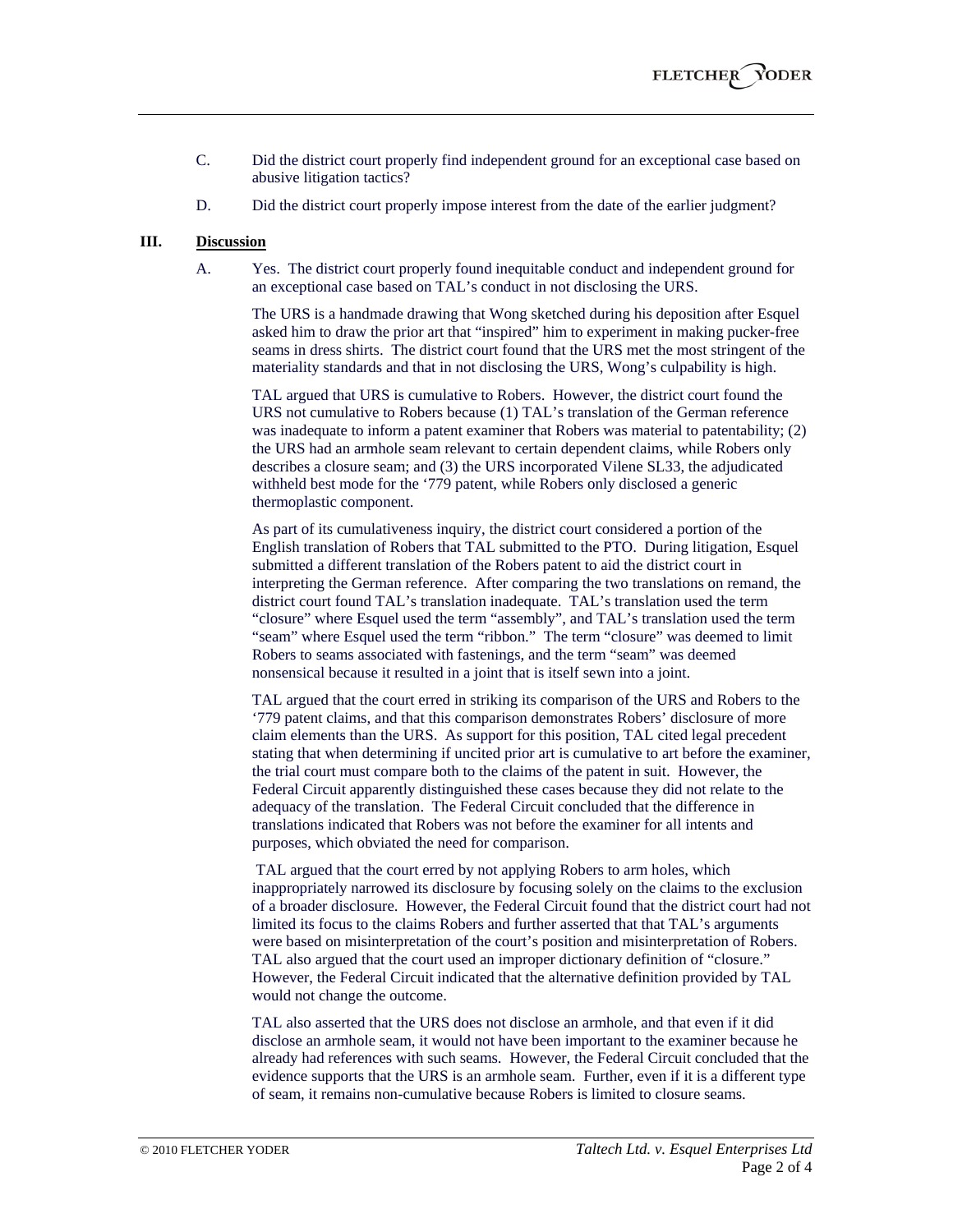C. Did the district court properly find independent ground for an exceptional case based on abusive litigation tactics?

D. Did the district court properly impose interest from the date of the earlier judgment?

## III. Discussion

A. Yes. The district court properly found inequitable conduct and independent ground for an exceptional case based on TAL's conduct in not disclosing the URS.

The URS is a handmade drawing that Wong sketched during his deposition after Esquel asked him to draw the prior art that "inspired" him to experiment in making pucker-free seams in dress shirts. The district court found that the URS met the most stringent of the materiality standards and that in not disclosing the URS, Wong's culpability is high.

TAL argued that URS is cumulative to Robers. However, the district court found the URS not cumulative to Robers because (1) TAL's translation of the German reference was inadequate to inform a patent examiner that Robers was material to patentability; (2) the URS had an armhole seam relevant to certain dependent claims, while Robers only describes a closure seam; and (3) the URS incorporated Vilene SL33, the adjudicated withheld best mode for the '779 patent, while Robers only disclosed a generic thermoplastic component.

As part of its cumulativeness inquiry, the district court considered a portion of the English translation of Robers that TAL submitted to the PTO. During litigation, Esquel submitted a different translation of the Robers patent to aid the district court in interpreting the German reference. After comparing the two translations on remand, the district court found TAL's translation inadequate. TAL's translation used the term "closure" where Esquel used the term "assembly", and TAL's translation used the term "seam" where Esquel used the term "ribbon." The term "closure" was deemed to limit Robers to seams associated with fastenings, and the term "seam" was deemed nonsensical because it resulted in a joint that is itself sewn into a joint.

TAL argued that the court erred in striking its comparison of the URS and Robers to the '779 patent claims, and that this comparison demonstrates Robers' disclosure of more claim elements than the URS. As support for this position, TAL cited legal precedent stating that when determining if uncited prior art is cumulative to art before the examiner, the trial court must compare both to the claims of the patent in suit. However, the Federal Circuit apparently distinguished these cases because they did not relate to the adequacy of the translation. The Federal Circuit concluded that the difference in translations indicated that Robers was not before the examiner for all intents and purposes, which obviated the need for comparison.

TAL argued that the court erred by not applying Robers to arm holes, which inappropriately narrowed its disclosure by focusing solely on the claims to the exclusion of a broader disclosure. However, the Federal Circuit found that the district court had not limited its focus to the claims Robers and further asserted that that TAL's arguments were based on misinterpretation of the court's position and misinterpretation of Robers. TAL also argued that the court used an improper dictionary definition of "closure." However, the Federal Circuit indicated that the alternative definition provided by TAL would not change the outcome.

TAL also asserted that the URS does not disclose an armhole, and that even if it did disclose an armhole seam, it would not have been important to the examiner because he already had references with such seams. However, the Federal Circuit concluded that the evidence supports that the URS is an armhole seam. Further, even if it is a different type of seam, it remains non-cumulative because Robers is limited to closure seams.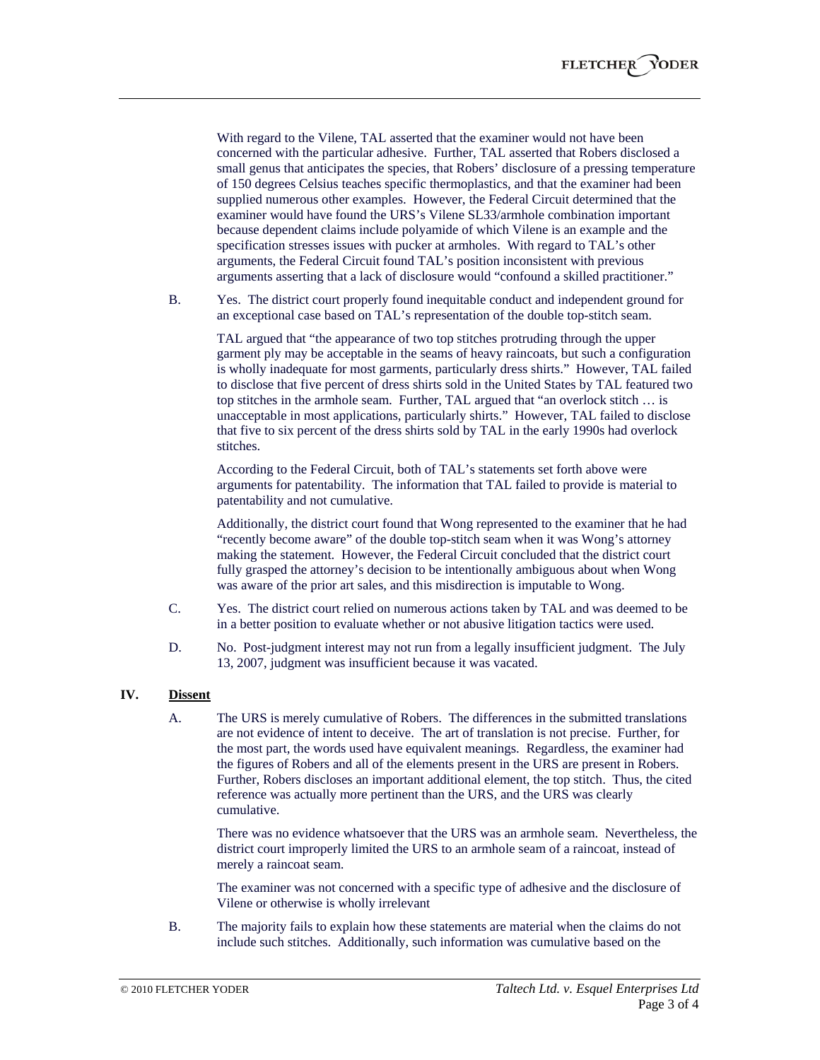With regard to the Vilene, TAL asserted that the examiner would not have been concerned with the particular adhesive. Further, TAL asserted that Robers disclosed a small genus that anticipates the species, that Robers' disclosure of a pressing temperature of 150 degrees Celsius teaches specific thermoplastics, and that the examiner had been supplied numerous other examples. However, the Federal Circuit determined that the examiner would have found the URS's Vilene SL33/armhole combination important because dependent claims include polyamide of which Vilene is an example and the specification stresses issues with pucker at armholes. With regard to TAL's other arguments, the Federal Circuit found TAL's position inconsistent with previous arguments asserting that a lack of disclosure would "confound a skilled practitioner."

B. Yes. The district court properly found inequitable conduct and independent ground for an exceptional case based on TAL's representation of the double top-stitch seam.

TAL argued that "the appearance of two top stitches protruding through the upper garment ply may be acceptable in the seams of heavy raincoats, but such a configuration is wholly inadequate for most garments, particularly dress shirts." However, TAL failed to disclose that five percent of dress shirts sold in the United States by TAL featured two top stitches in the armhole seam. Further, TAL argued that "an overlock stitch … is unacceptable in most applications, particularly shirts." However, TAL failed to disclose that five to six percent of the dress shirts sold by TAL in the early 1990s had overlock stitches.

According to the Federal Circuit, both of TAL's statements set forth above were arguments for patentability. The information that TAL failed to provide is material to patentability and not cumulative.

Additionally, the district court found that Wong represented to the examiner that he had "recently become aware" of the double top-stitch seam when it was Wong's attorney making the statement. However, the Federal Circuit concluded that the district court fully grasped the attorney's decision to be intentionally ambiguous about when Wong was aware of the prior art sales, and this misdirection is imputable to Wong.

C. Yes. The district court relied on numerous actions taken by TAL and was deemed to be in a better position to evaluate whether or not abusive litigation tactics were used.

D. No. Post-judgment interest may not run from a legally insufficient judgment. The July 13, 2007, judgment was insufficient because it was vacated.

## IV. Dissent

A. The URS is merely cumulative of Robers. The differences in the submitted translations are not evidence of intent to deceive. The art of translation is not precise. Further, for the most part, the words used have equivalent meanings. Regardless, the examiner had the figures of Robers and all of the elements present in the URS are present in Robers. Further, Robers discloses an important additional element, the top stitch. Thus, the cited reference was actually more pertinent than the URS, and the URS was clearly cumulative.

There was no evidence whatsoever that the URS was an armhole seam. Nevertheless, the district court improperly limited the URS to an armhole seam of a raincoat, instead of merely a raincoat seam.

The examiner was not concerned with a specific type of adhesive and the disclosure of Vilene or otherwise is wholly irrelevant

B. The majority fails to explain how these statements are material when the claims do not include such stitches. Additionally, such information was cumulative based on the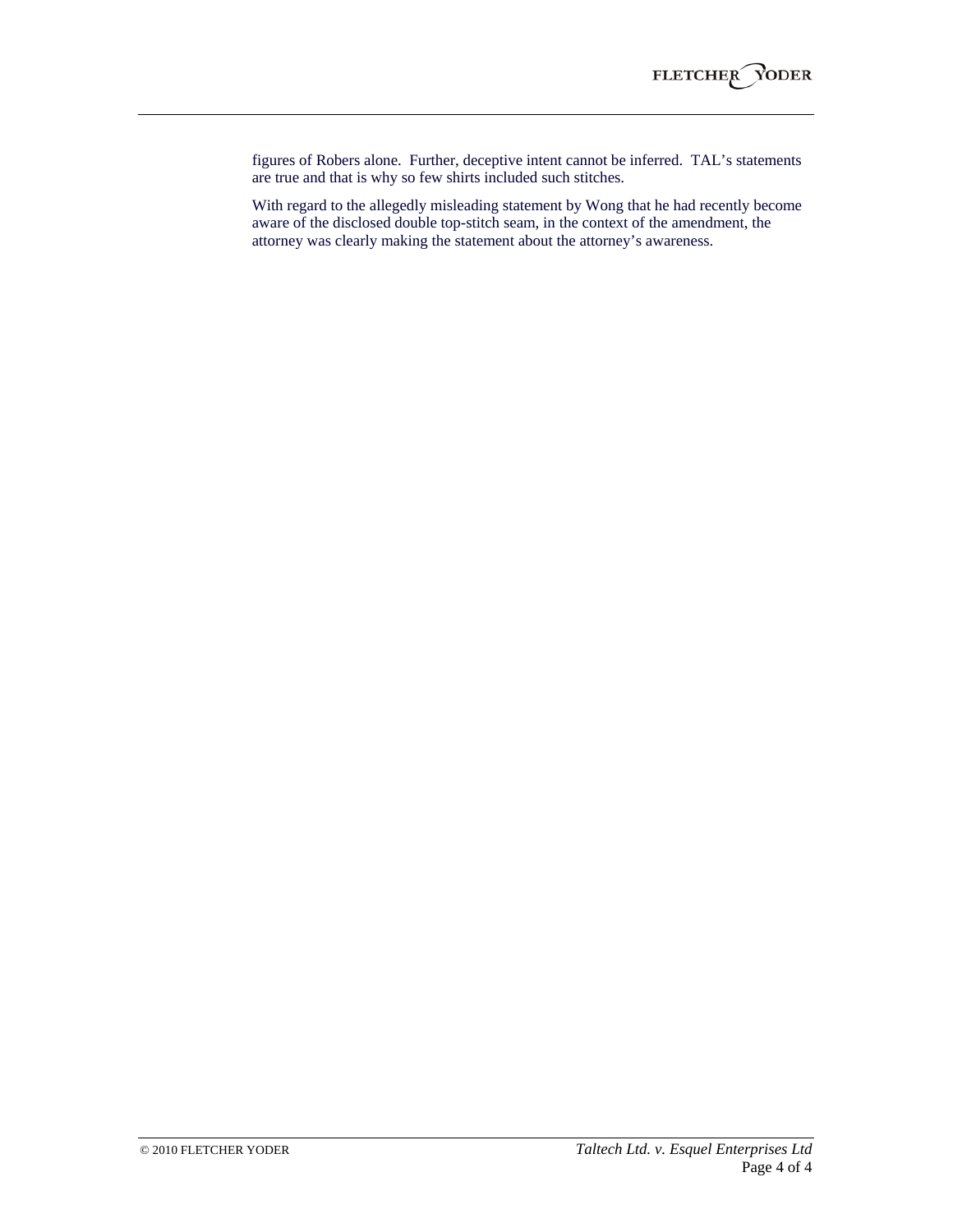figures of Robers alone. Further, deceptive intent cannot be inferred. TAL's statements are true and that is why so few shirts included such stitches.

With regard to the allegedly misleading statement by Wong that he had recently become aware of the disclosed double top-stitch seam, in the context of the amendment, the attorney was clearly making the statement about the attorney's awareness.